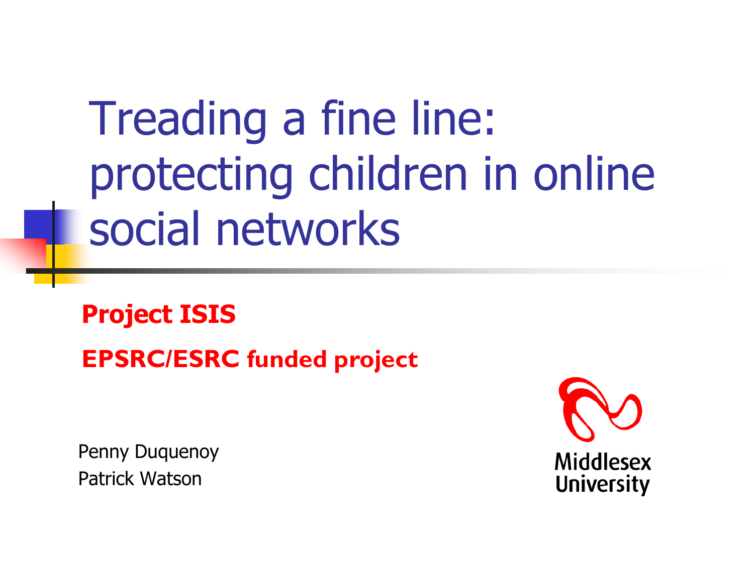# Treading a fine line: protecting children in online social networks

**Project ISIS**

**EPSRC/ESRC funded project**

Penny Duquenoy
Patrick Watson

Middlesex University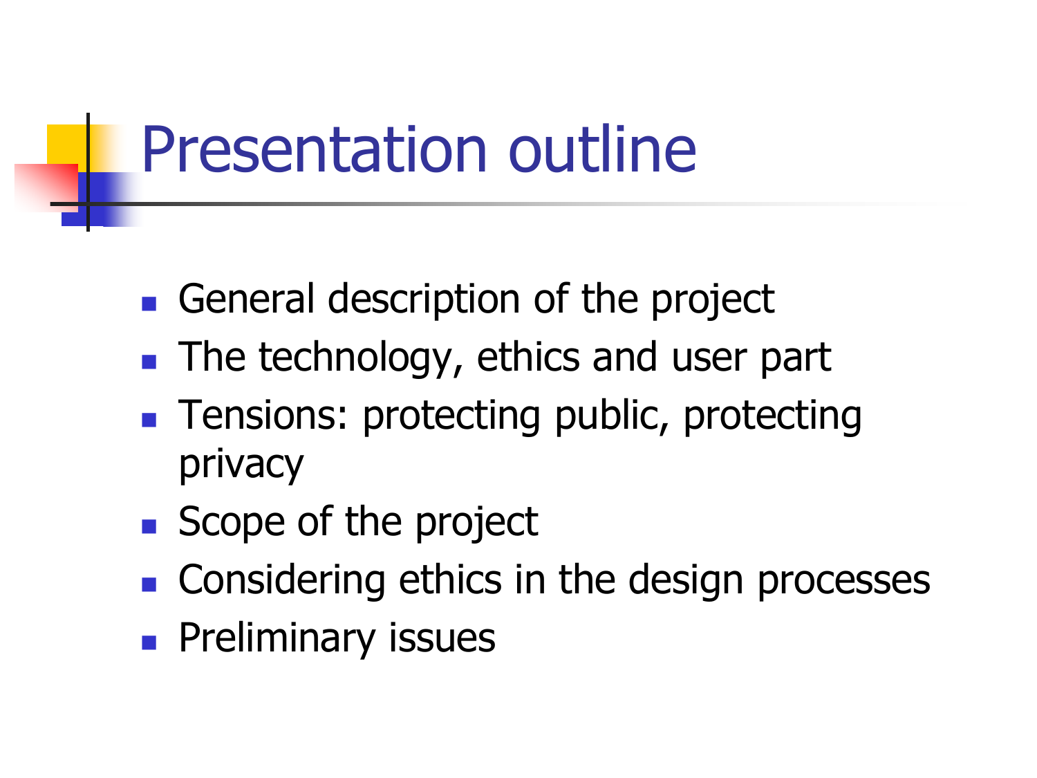# Presentation outline

- General description of the project
- The technology, ethics and user part
- Tensions: protecting public, protecting privacy
- Scope of the project
- Considering ethics in the design processes
- Preliminary issues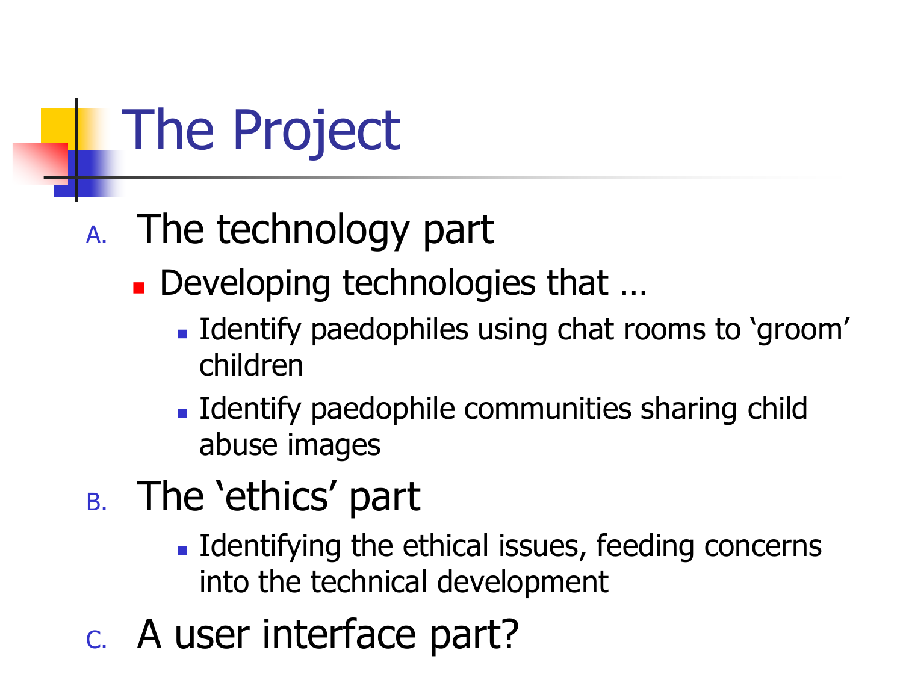# The Project

A. The technology part
   - Developing technologies that …
     - Identify paedophiles using chat rooms to ‘groom’ children
     - Identify paedophile communities sharing child abuse images

B. The ‘ethics’ part
     - Identifying the ethical issues, feeding concerns into the technical development

C. A user interface part?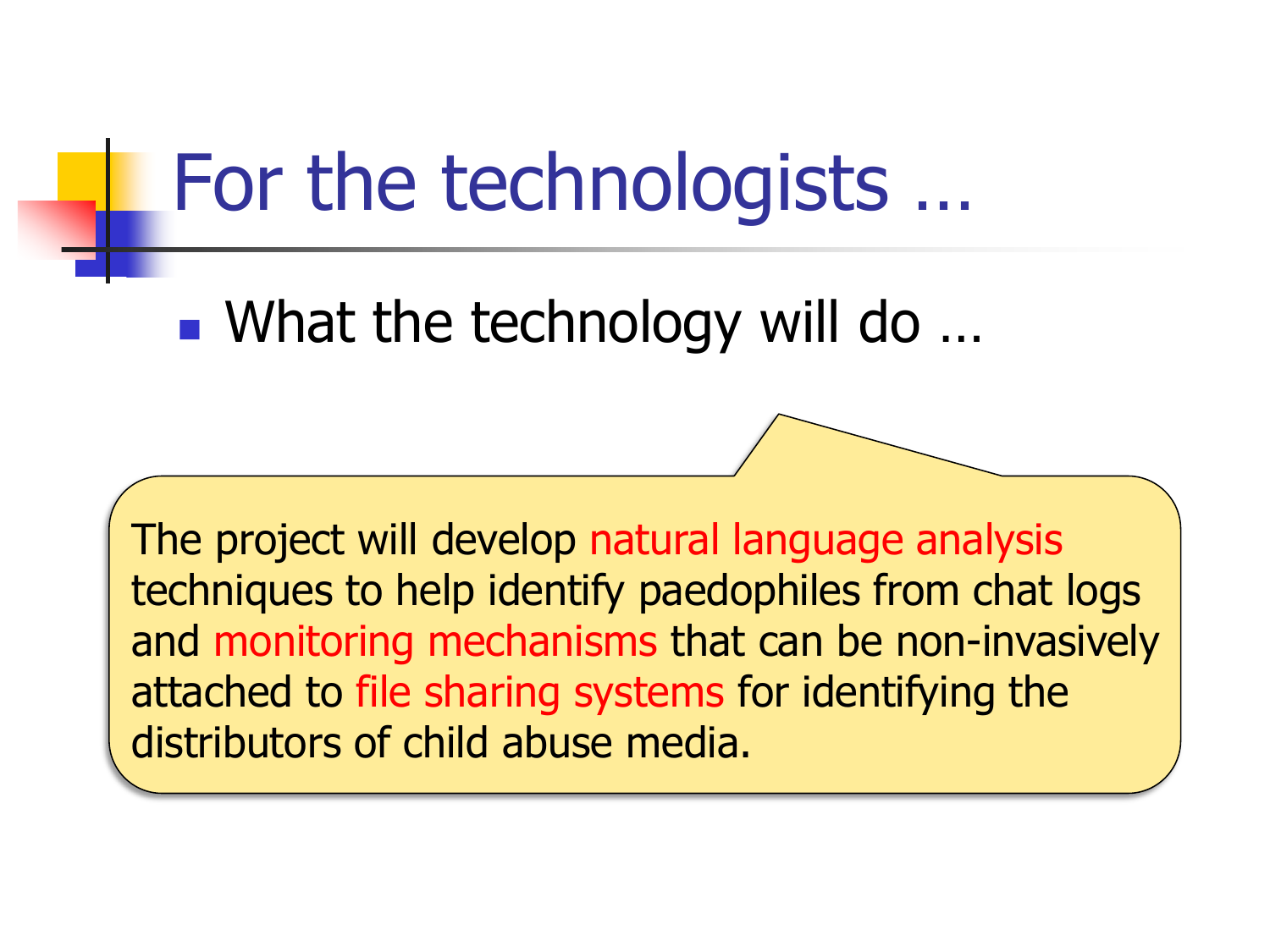# For the technologists …

- What the technology will do …

The project will develop natural language analysis techniques to help identify paedophiles from chat logs and monitoring mechanisms that can be non-invasively attached to file sharing systems for identifying the distributors of child abuse media.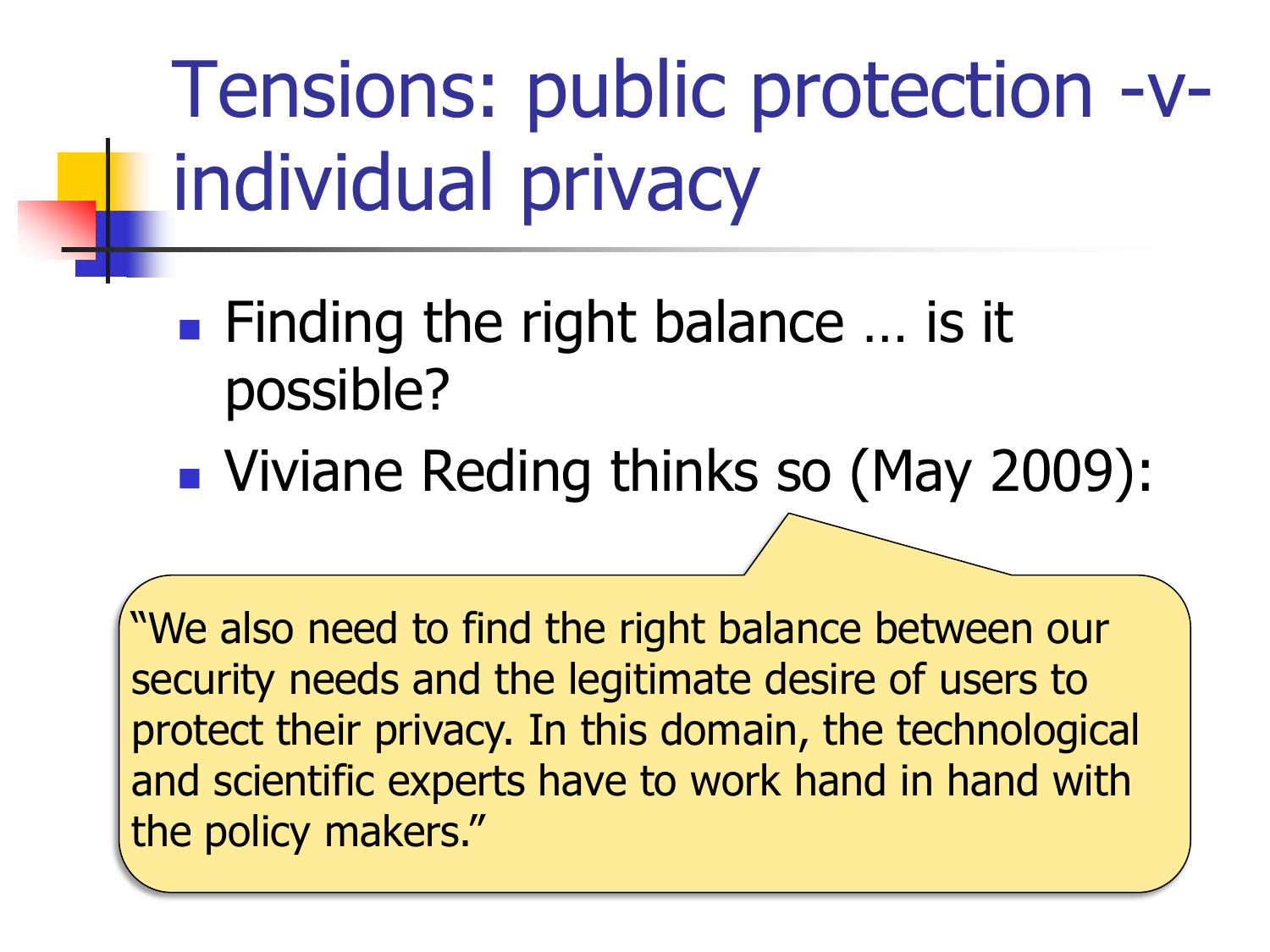# Tensions: public protection -v- individual privacy

- Finding the right balance … is it possible?
- Viviane Reding thinks so (May 2009):

> "We also need to find the right balance between our security needs and the legitimate desire of users to protect their privacy. In this domain, the technological and scientific experts have to work hand in hand with the policy makers."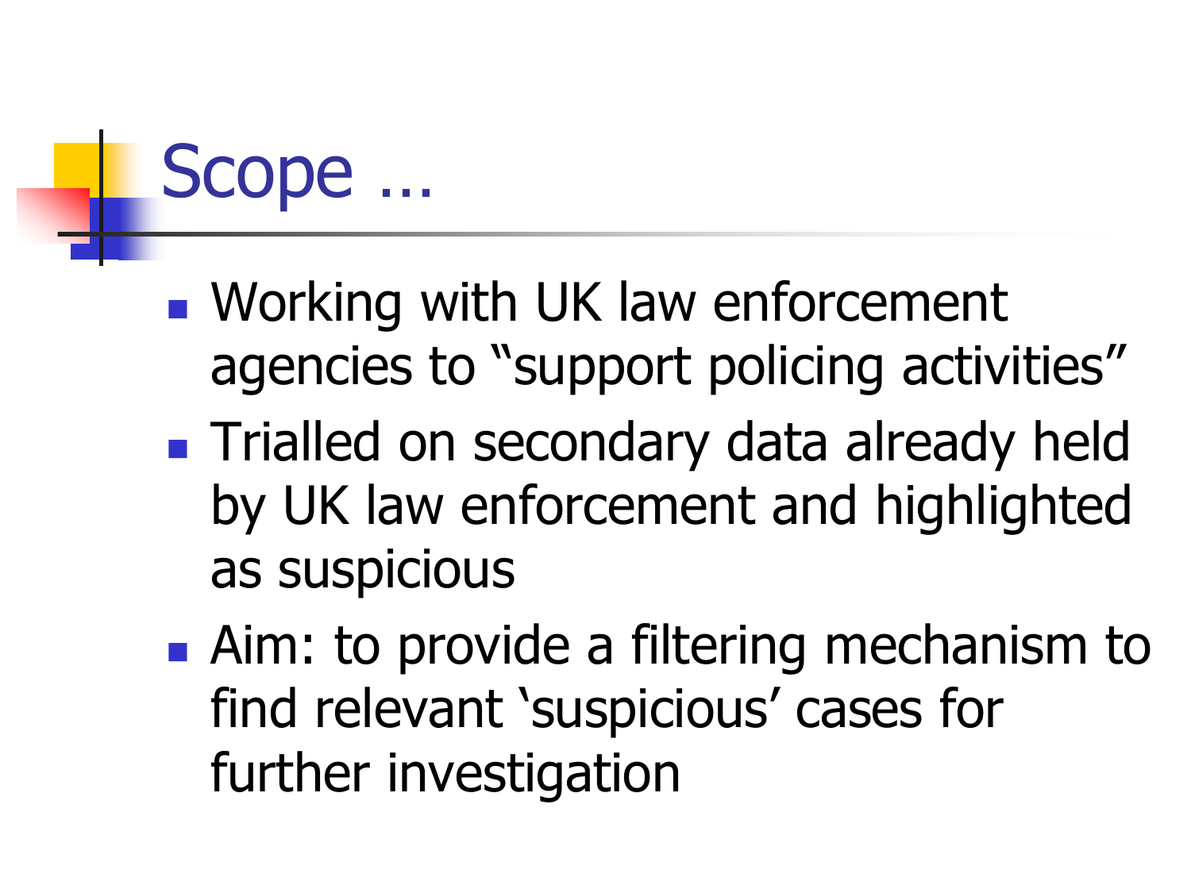# Scope …

- Working with UK law enforcement agencies to “support policing activities”
- Trialled on secondary data already held by UK law enforcement and highlighted as suspicious
- Aim: to provide a filtering mechanism to find relevant ‘suspicious’ cases for further investigation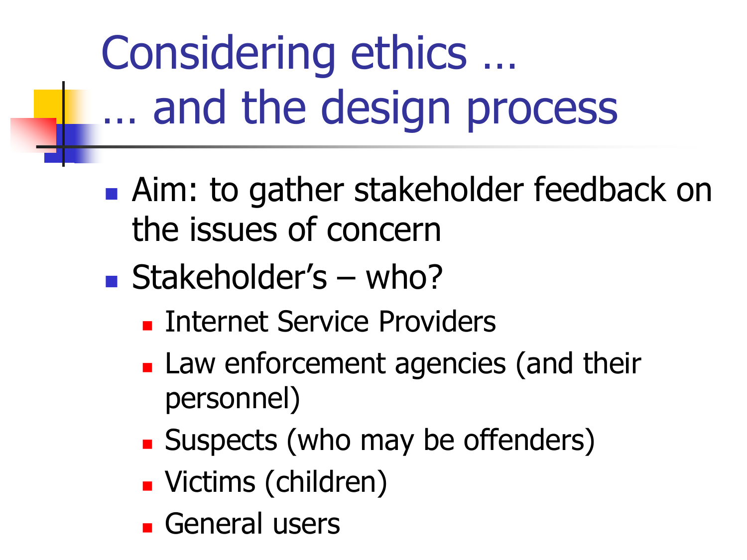# Considering ethics … … and the design process

- Aim: to gather stakeholder feedback on the issues of concern
- Stakeholder's – who?
  - Internet Service Providers
  - Law enforcement agencies (and their personnel)
  - Suspects (who may be offenders)
  - Victims (children)
  - General users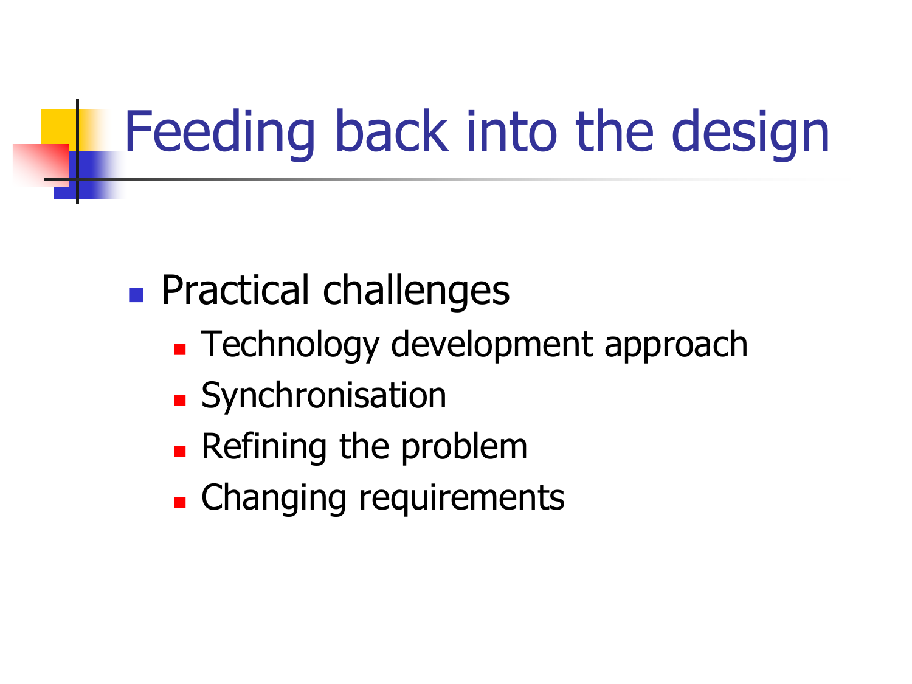# Feeding back into the design

- Practical challenges
  - Technology development approach
  - Synchronisation
  - Refining the problem
  - Changing requirements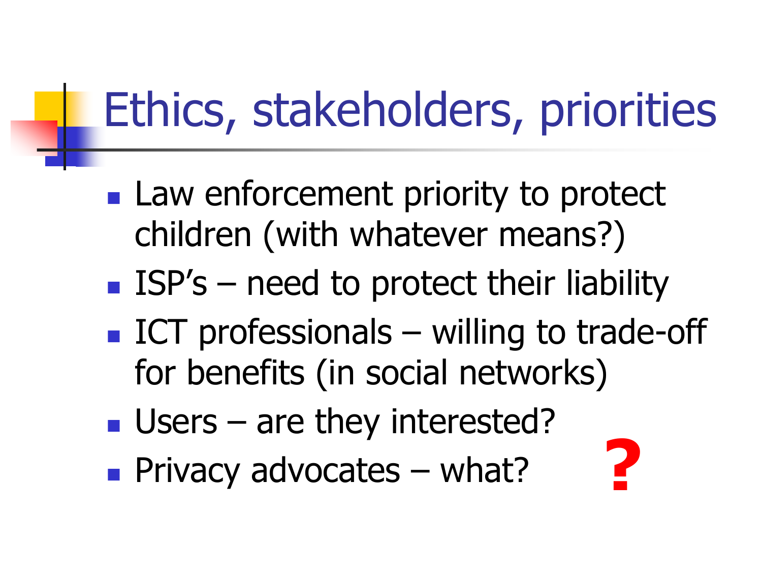# Ethics, stakeholders, priorities

- Law enforcement priority to protect children (with whatever means?)
- ISP's – need to protect their liability
- ICT professionals – willing to trade-off for benefits (in social networks)
- Users – are they interested?
- Privacy advocates – what?

**?**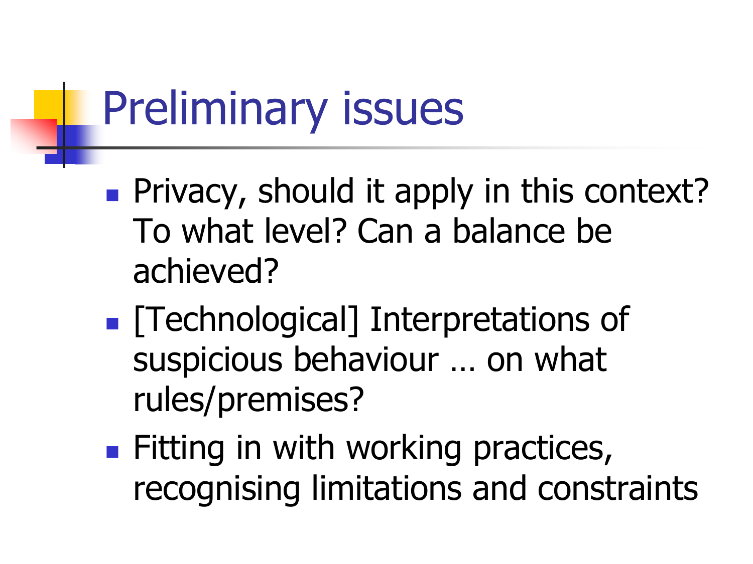# Preliminary issues

- Privacy, should it apply in this context? To what level? Can a balance be achieved?
- [Technological] Interpretations of suspicious behaviour … on what rules/premises?
- Fitting in with working practices, recognising limitations and constraints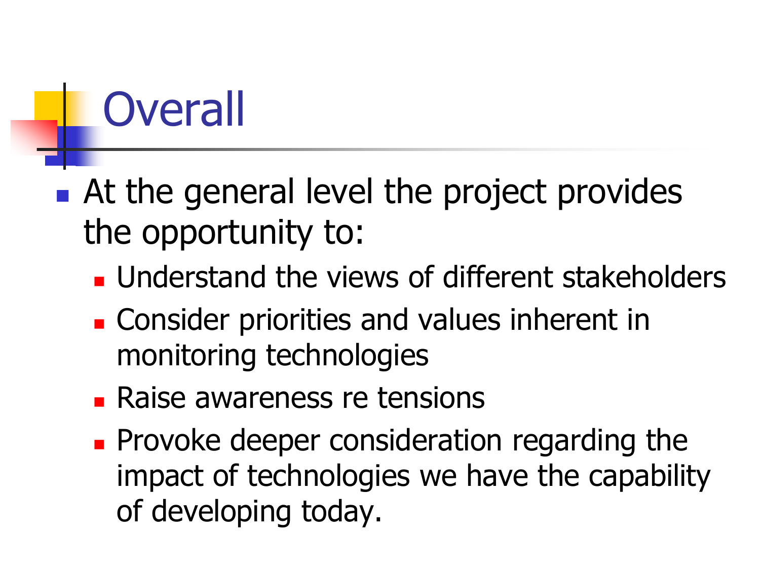# Overall

- At the general level the project provides the opportunity to:
  - Understand the views of different stakeholders
  - Consider priorities and values inherent in monitoring technologies
  - Raise awareness re tensions
  - Provoke deeper consideration regarding the impact of technologies we have the capability of developing today.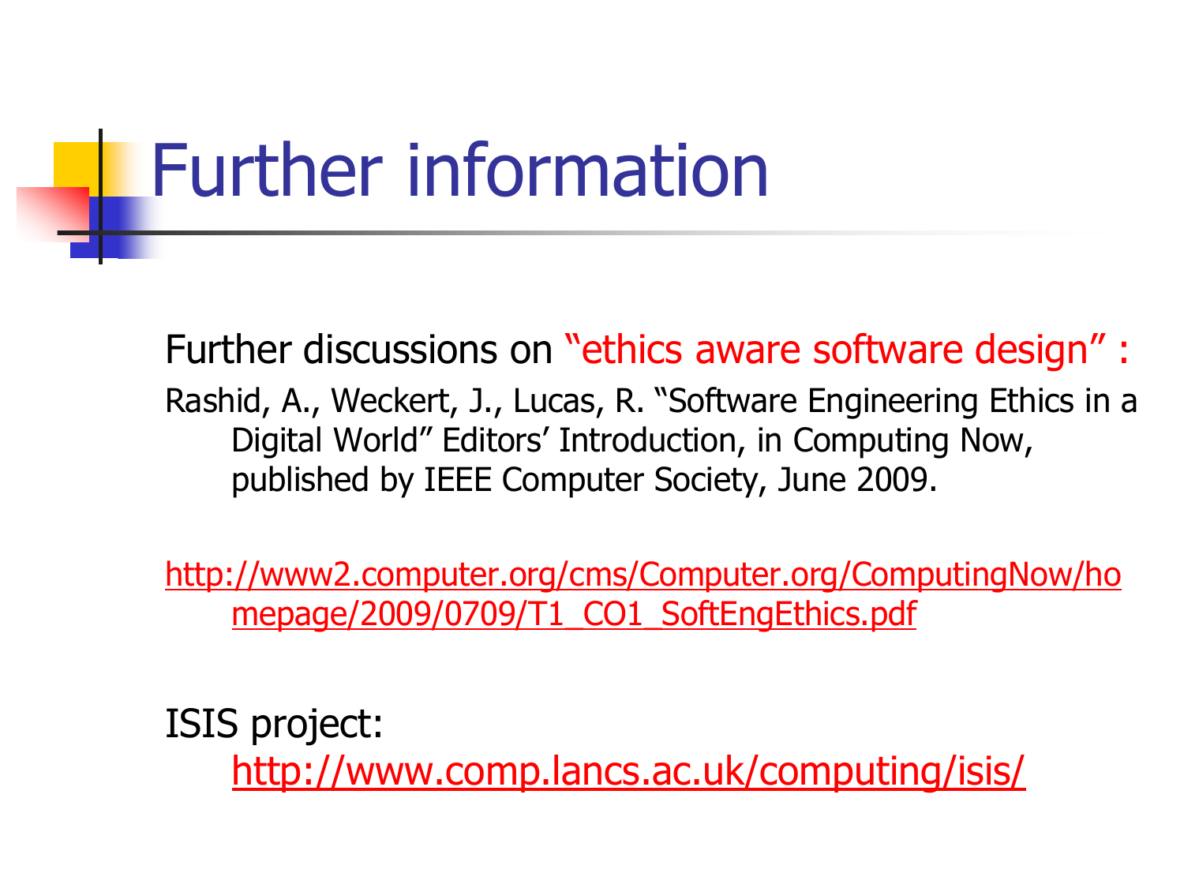# Further information

Further discussions on “ethics aware software design” :

Rashid, A., Weckert, J., Lucas, R. “Software Engineering Ethics in a Digital World” Editors’ Introduction, in Computing Now, published by IEEE Computer Society, June 2009.

http://www2.computer.org/cms/Computer.org/ComputingNow/homepage/2009/0709/T1_CO1_SoftEngEthics.pdf

ISIS project:
http://www.comp.lancs.ac.uk/computing/isis/